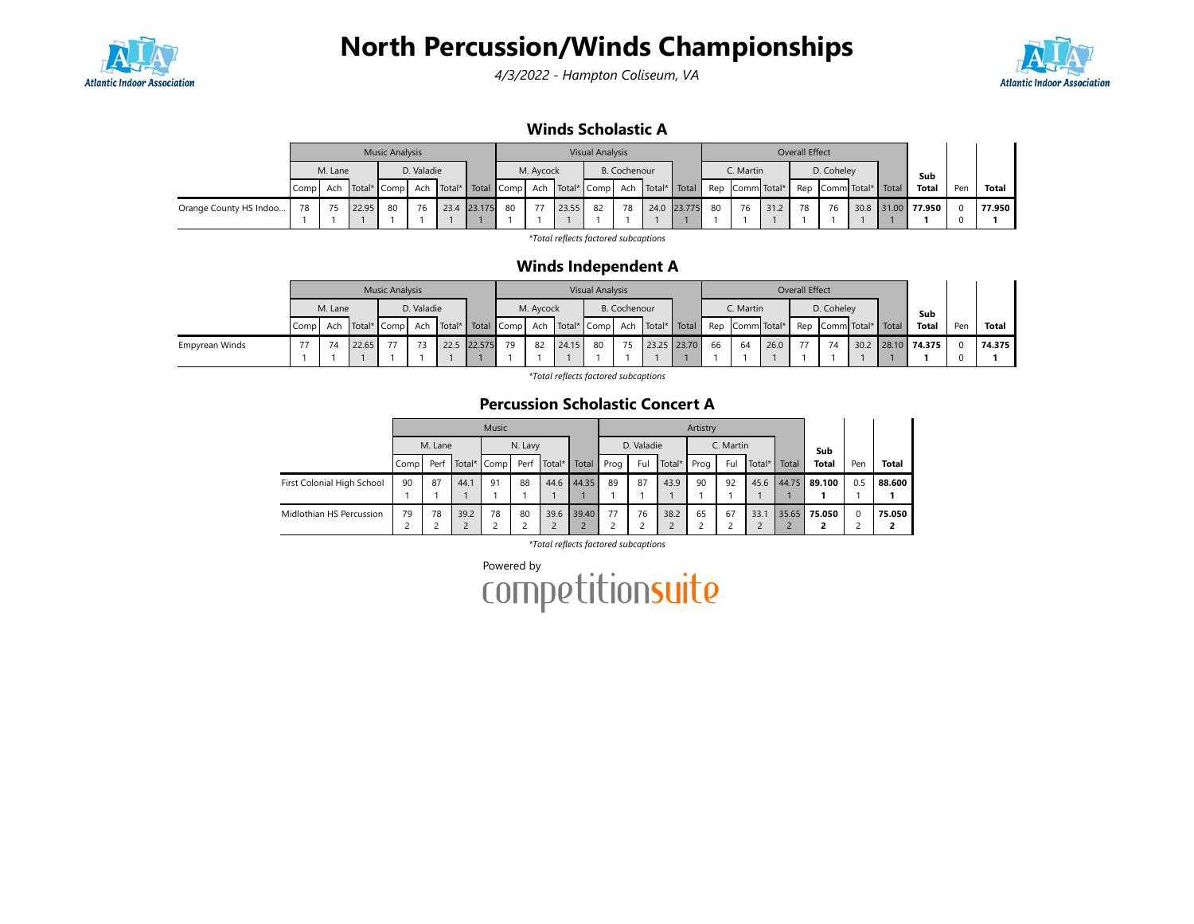# North Percussion/Winds Championships

*4/3/2022 - Hampton Coliseum, VA*

## Winds Scholastic A

| | Music Analysis | | | | | | | Visual Analysis | | | | | | | Overall Effect | | | | | | | Sub Total | Pen | Total |
|---|---|---|---|---|---|---|---|---|---|---|---|---|---|---|---|---|---|---|---|---|---|---|---|---|
| | M. Lane | | | D. Valadie | | | | M. Aycock | | | B. Cochenour | | | | C. Martin | | | D. Coheley | | | | | | |
| | Comp | Ach | Total* | Comp | Ach | Total* | Total | Comp | Ach | Total* | Comp | Ach | Total* | Total | Rep | Comm | Total* | Rep | Comm | Total* | Total | | | |
| Orange County HS Indoo... | 78<br>1 | 75<br>1 | 22.95<br>1 | 80<br>1 | 76<br>1 | 23.4<br>1 | 23.175<br>1 | 80<br>1 | 77<br>1 | 23.55<br>1 | 82<br>1 | 78<br>1 | 24.0<br>1 | 23.775<br>1 | 80<br>1 | 76<br>1 | 31.2<br>1 | 78<br>1 | 76<br>1 | 30.8<br>1 | 31.00<br>1 | **77.950**<br>**1** | 0<br>0 | **77.950**<br>**1** |

*Total reflects factored subcaptions*

## Winds Independent A

| | Music Analysis | | | | | | | Visual Analysis | | | | | | | Overall Effect | | | | | | | Sub Total | Pen | Total |
|---|---|---|---|---|---|---|---|---|---|---|---|---|---|---|---|---|---|---|---|---|---|---|---|---|
| | M. Lane | | | D. Valadie | | | | M. Aycock | | | B. Cochenour | | | | C. Martin | | | D. Coheley | | | | | | |
| | Comp | Ach | Total* | Comp | Ach | Total* | Total | Comp | Ach | Total* | Comp | Ach | Total* | Total | Rep | Comm | Total* | Rep | Comm | Total* | Total | | | |
| Empyrean Winds | 77<br>1 | 74<br>1 | 22.65<br>1 | 77<br>1 | 73<br>1 | 22.5<br>1 | 22.575<br>1 | 79<br>1 | 82<br>1 | 24.15<br>1 | 80<br>1 | 75<br>1 | 23.25<br>1 | 23.70<br>1 | 66<br>1 | 64<br>1 | 26.0<br>1 | 77<br>1 | 74<br>1 | 30.2<br>1 | 28.10<br>1 | **74.375**<br>**1** | 0<br>0 | **74.375**<br>**1** |

*Total reflects factored subcaptions*

## Percussion Scholastic Concert A

| | Music | | | | | | | Artistry | | | | | | | Sub Total | Pen | Total |
|---|---|---|---|---|---|---|---|---|---|---|---|---|---|---|---|---|---|
| | M. Lane | | | N. Lavy | | | | D. Valadie | | | C. Martin | | | | | | |
| | Comp | Perf | Total* | Comp | Perf | Total* | Total | Prog | Ful | Total* | Prog | Ful | Total* | Total | | | |
| First Colonial High School | 90<br>1 | 87<br>1 | 44.1<br>1 | 91<br>1 | 88<br>1 | 44.6<br>1 | 44.35<br>1 | 89<br>1 | 87<br>1 | 43.9<br>1 | 90<br>1 | 92<br>1 | 45.6<br>1 | 44.75<br>1 | **89.100**<br>**1** | 0.5<br>1 | **88.600**<br>**1** |
| Midlothian HS Percussion | 79<br>2 | 78<br>2 | 39.2<br>2 | 78<br>2 | 80<br>2 | 39.6<br>2 | 39.40<br>2 | 77<br>2 | 76<br>2 | 38.2<br>2 | 65<br>2 | 67<br>2 | 33.1<br>2 | 35.65<br>2 | **75.050**<br>**2** | 0<br>2 | **75.050**<br>**2** |

*Total reflects factored subcaptions*

Powered by competitionsuite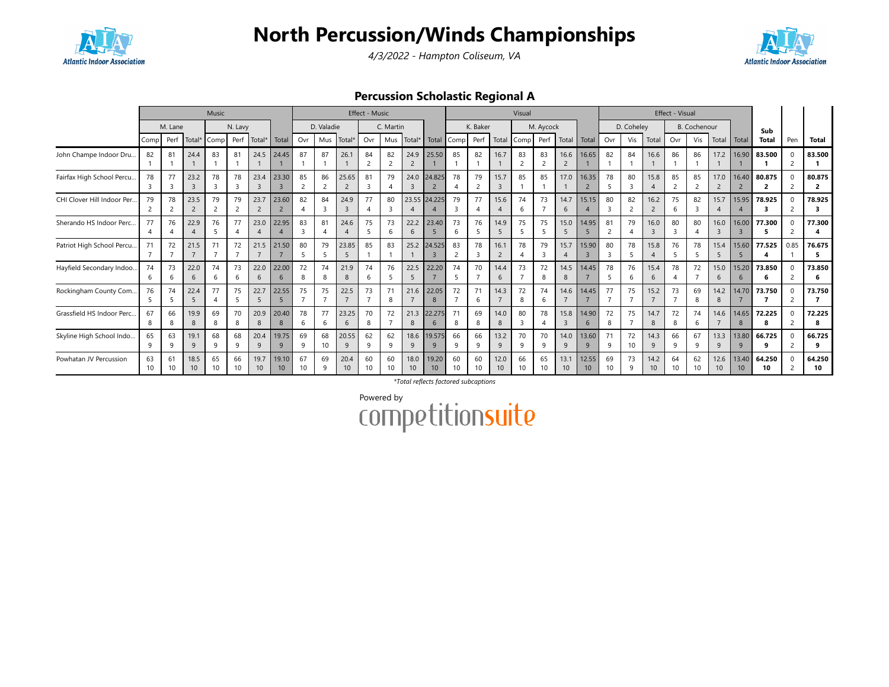# North Percussion/Winds Championships

*4/3/2022 - Hampton Coliseum, VA*

## Percussion Scholastic Regional A

| | Music | | | | | | | Effect - Music | | | | | | | Visual | | | | | | | Effect - Visual | | | | | | | Sub | | |
|---|---|---|---|---|---|---|---|---|---|---|---|---|---|---|---|---|---|---|---|---|---|---|---|---|---|---|---|---|---|---|---|
| | M. Lane | | | N. Lavy | | | | D. Valadie | | | C. Martin | | | | K. Baker | | | M. Aycock | | | | D. Coheley | | | B. Cochenour | | | | | | |
| | Comp | Perf | Total* | Comp | Perf | Total* | Total | Ovr | Mus | Total* | Ovr | Mus | Total* | Total | Comp | Perf | Total | Comp | Perf | Total | Total | Ovr | Vis | Total | Ovr | Vis | Total | Total | Total | Pen | Total |
| John Champe Indoor Dru... | 82 1 | 81 1 | 24.4 1 | 83 1 | 81 1 | 24.5 1 | 24.45 1 | 87 1 | 87 1 | 26.1 1 | 84 2 | 82 2 | 24.9 2 | 25.50 1 | 85 1 | 82 1 | 16.7 1 | 83 2 | 83 2 | 16.6 2 | 16.65 1 | 82 1 | 84 1 | 16.6 1 | 86 1 | 86 1 | 17.2 1 | 16.90 1 | **83.500 1** | 0 2 | **83.500 1** |
| Fairfax High School Percu... | 78 3 | 77 3 | 23.2 3 | 78 3 | 78 3 | 23.4 3 | 23.30 3 | 85 2 | 86 2 | 25.65 2 | 81 3 | 79 4 | 24.0 3 | 24.825 2 | 78 4 | 79 2 | 15.7 3 | 85 1 | 85 1 | 17.0 1 | 16.35 2 | 78 5 | 80 3 | 15.8 4 | 85 2 | 85 2 | 17.0 2 | 16.40 2 | **80.875 2** | 0 2 | **80.875 2** |
| CHI Clover Hill Indoor Per... | 79 2 | 78 2 | 23.5 2 | 79 2 | 79 2 | 23.7 2 | 23.60 2 | 82 4 | 84 3 | 24.9 3 | 77 4 | 80 3 | 23.55 4 | 24.225 4 | 79 3 | 77 4 | 15.6 4 | 74 6 | 73 7 | 14.7 6 | 15.15 4 | 80 3 | 82 2 | 16.2 2 | 75 6 | 82 3 | 15.7 4 | 15.95 4 | **78.925 3** | 0 2 | **78.925 3** |
| Sherando HS Indoor Perc... | 77 4 | 76 4 | 22.9 4 | 76 5 | 77 4 | 23.0 4 | 22.95 4 | 83 3 | 81 4 | 24.6 4 | 75 5 | 73 6 | 22.2 6 | 23.40 5 | 73 6 | 76 5 | 14.9 5 | 75 5 | 75 5 | 15.0 5 | 14.95 5 | 81 2 | 79 4 | 16.0 3 | 80 3 | 80 4 | 16.0 3 | 16.00 3 | **77.300 5** | 0 2 | **77.300 4** |
| Patriot High School Percu... | 71 7 | 72 7 | 21.5 7 | 71 7 | 72 7 | 21.5 7 | 21.50 7 | 80 5 | 79 5 | 23.85 5 | 85 1 | 83 1 | 25.2 1 | 24.525 3 | 83 2 | 78 3 | 16.1 2 | 78 4 | 79 3 | 15.7 4 | 15.90 3 | 80 3 | 78 5 | 15.8 4 | 76 5 | 78 5 | 15.4 5 | 15.60 5 | **77.525 4** | 0.85 1 | **76.675 5** |
| Hayfield Secondary Indoo... | 74 6 | 73 6 | 22.0 6 | 74 6 | 73 6 | 22.0 6 | 22.00 6 | 72 8 | 74 8 | 21.9 8 | 74 6 | 76 5 | 22.5 5 | 22.20 7 | 74 5 | 70 7 | 14.4 6 | 73 7 | 72 8 | 14.5 8 | 14.45 7 | 78 5 | 76 6 | 15.4 6 | 78 4 | 72 7 | 15.0 6 | 15.20 6 | **73.850 6** | 0 2 | **73.850 6** |
| Rockingham County Com... | 76 5 | 74 5 | 22.4 5 | 77 4 | 75 5 | 22.7 5 | 22.55 5 | 75 7 | 75 7 | 22.5 7 | 73 7 | 71 8 | 21.6 7 | 22.05 8 | 72 7 | 71 6 | 14.3 7 | 72 8 | 74 6 | 14.6 7 | 14.45 7 | 77 7 | 75 7 | 15.2 7 | 73 7 | 69 8 | 14.2 8 | 14.70 7 | **73.750 7** | 0 2 | **73.750 7** |
| Grassfield HS Indoor Perc... | 67 8 | 66 8 | 19.9 8 | 69 8 | 70 8 | 20.9 8 | 20.40 8 | 78 6 | 77 6 | 23.25 6 | 70 8 | 72 7 | 21.3 8 | 22.275 6 | 71 8 | 69 8 | 14.0 8 | 80 3 | 78 4 | 15.8 3 | 14.90 6 | 72 8 | 75 7 | 14.7 8 | 72 8 | 74 6 | 14.6 7 | 14.65 8 | **72.225 8** | 0 2 | **72.225 8** |
| Skyline High School Indo... | 65 9 | 63 9 | 19.1 9 | 68 9 | 68 9 | 20.4 9 | 19.75 9 | 69 9 | 68 10 | 20.55 9 | 62 9 | 62 9 | 18.6 9 | 19.575 9 | 66 9 | 66 9 | 13.2 9 | 70 9 | 70 9 | 14.0 9 | 13.60 9 | 71 9 | 72 10 | 14.3 9 | 66 9 | 67 9 | 13.3 9 | 13.80 9 | **66.725 9** | 0 2 | **66.725 9** |
| Powhatan JV Percussion | 63 10 | 61 10 | 18.5 10 | 65 10 | 66 10 | 19.7 10 | 19.10 10 | 67 10 | 69 9 | 20.4 10 | 60 10 | 60 10 | 18.0 10 | 19.20 10 | 60 10 | 60 10 | 12.0 10 | 66 10 | 65 10 | 13.1 10 | 12.55 10 | 69 10 | 73 9 | 14.2 10 | 64 10 | 62 10 | 12.6 10 | 13.40 10 | **64.250 10** | 0 2 | **64.250 10** |

*Total reflects factored subcaptions*

Powered by competitionsuite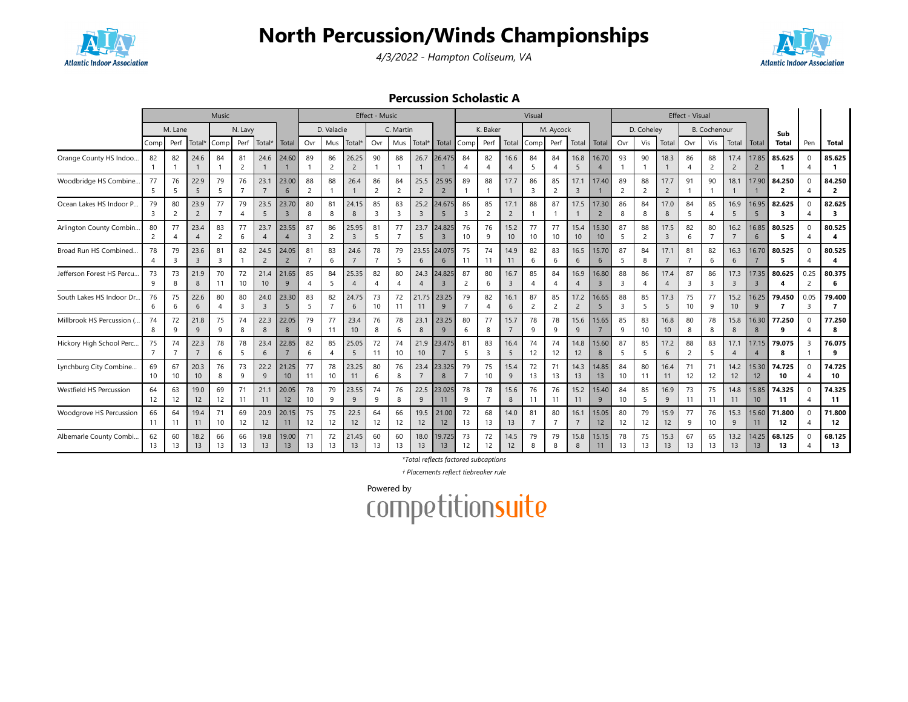# North Percussion/Winds Championships

*4/3/2022 - Hampton Coliseum, VA*

### Percussion Scholastic A

| | Music | | | | | | | Effect - Music | | | | | | | Visual | | | | | | | Effect - Visual | | | | | | | Sub Total | Pen | Total |
|---|---|---|---|---|---|---|---|---|---|---|---|---|---|---|---|---|---|---|---|---|---|---|---|---|---|---|---|---|---|---|---|
| | M. Lane | | | N. Lavy | | | | D. Valadie | | | C. Martin | | | | K. Baker | | | M. Aycock | | | | D. Coheley | | | B. Cochenour | | | | | | |
| | Comp | Perf | Total* | Comp | Perf | Total* | Total | Ovr | Mus | Total* | Ovr | Mus | Total* | Total | Comp | Perf | Total | Comp | Perf | Total | Total | Ovr | Vis | Total | Ovr | Vis | Total | Total | | | |
| Orange County HS Indoo... | 82 1 | 82 1 | 24.6 1 | 84 1 | 81 2 | 24.6 1 | 24.60 1 | 89 1 | 86 2 | 26.25 2 | 90 1 | 88 1 | 26.7 1 | 26.475 1 | 84 4 | 82 4 | 16.6 4 | 84 5 | 84 4 | 16.8 5 | 16.70 4 | 93 1 | 90 1 | 18.3 1 | 86 4 | 88 2 | 17.4 2 | 17.85 2 | **85.625 1** | 0 4 | **85.625 1** |
| Woodbridge HS Combine... | 77 5 | 76 5 | 22.9 5 | 79 5 | 76 7 | 23.1 7 | 23.00 6 | 88 2 | 88 1 | 26.4 1 | 86 2 | 84 2 | 25.5 2 | 25.95 2 | 89 1 | 88 1 | 17.7 1 | 86 3 | 85 2 | 17.1 3 | 17.40 1 | 89 2 | 88 2 | 17.7 2 | 91 1 | 90 1 | 18.1 1 | 17.90 1 | **84.250 2** | 0 4 | **84.250 2** |
| Ocean Lakes HS Indoor P... | 79 3 | 80 2 | 23.9 2 | 77 7 | 79 4 | 23.5 5 | 23.70 3 | 80 8 | 81 8 | 24.15 8 | 85 3 | 83 3 | 25.2 3 | 24.675 5 | 86 3 | 85 2 | 17.1 2 | 88 1 | 87 1 | 17.5 1 | 17.30 2 | 86 8 | 84 8 | 17.0 8 | 84 5 | 85 4 | 16.9 5 | 16.95 5 | **82.625 3** | 0 4 | **82.625 3** |
| Arlington County Combin... | 80 2 | 77 4 | 23.4 4 | 83 2 | 77 6 | 23.7 4 | 23.55 4 | 87 3 | 86 2 | 25.95 3 | 81 5 | 77 7 | 23.7 5 | 24.825 3 | 76 10 | 76 9 | 15.2 10 | 77 10 | 77 10 | 15.4 10 | 15.30 10 | 87 5 | 88 2 | 17.5 3 | 82 6 | 80 7 | 16.2 7 | 16.85 6 | **80.525 5** | 0 4 | **80.525 4** |
| Broad Run HS Combined... | 78 4 | 79 3 | 23.6 3 | 81 3 | 82 1 | 24.5 2 | 24.05 2 | 81 7 | 83 6 | 24.6 7 | 78 7 | 79 5 | 23.55 6 | 24.075 6 | 75 11 | 74 11 | 14.9 11 | 82 6 | 83 6 | 16.5 6 | 15.70 6 | 87 5 | 84 8 | 17.1 7 | 81 7 | 82 6 | 16.3 6 | 16.70 7 | **80.525 5** | 0 4 | **80.525 4** |
| Jefferson Forest HS Percu... | 73 9 | 73 8 | 21.9 8 | 70 11 | 72 10 | 21.4 10 | 21.65 9 | 85 4 | 84 5 | 25.35 4 | 82 4 | 80 4 | 24.3 4 | 24.825 3 | 87 2 | 80 6 | 16.7 3 | 85 4 | 84 4 | 16.9 4 | 16.80 3 | 88 3 | 86 4 | 17.4 4 | 87 3 | 86 3 | 17.3 3 | 17.35 3 | **80.625 4** | 0.25 2 | **80.375 6** |
| South Lakes HS Indoor Dr... | 76 6 | 75 6 | 22.6 6 | 80 4 | 80 3 | 24.0 3 | 23.30 5 | 83 5 | 82 7 | 24.75 6 | 73 10 | 72 11 | 21.75 11 | 23.25 9 | 79 7 | 82 4 | 16.1 6 | 87 2 | 85 2 | 17.2 2 | 16.65 5 | 88 3 | 85 5 | 17.3 5 | 75 10 | 77 9 | 15.2 10 | 16.25 9 | **79.450 7** | 0.05 3 | **79.400 7** |
| Millbrook HS Percussion (... | 74 8 | 72 9 | 21.8 9 | 75 9 | 74 8 | 22.3 8 | 22.05 8 | 79 9 | 77 11 | 23.4 10 | 76 8 | 78 6 | 23.1 8 | 23.25 9 | 80 6 | 77 8 | 15.7 7 | 78 9 | 78 9 | 15.6 9 | 15.65 7 | 85 9 | 83 10 | 16.8 10 | 80 8 | 78 8 | 15.8 8 | 16.30 8 | **77.250 9** | 0 4 | **77.250 8** |
| Hickory High School Perc... | 75 7 | 74 7 | 22.3 7 | 78 6 | 78 5 | 23.4 6 | 22.85 7 | 82 6 | 85 4 | 25.05 5 | 72 11 | 74 10 | 21.9 10 | 23.475 7 | 81 5 | 83 3 | 16.4 5 | 74 12 | 74 12 | 14.8 12 | 15.60 8 | 87 5 | 85 5 | 17.2 6 | 88 2 | 83 5 | 17.1 4 | 17.15 4 | **79.075 8** | 3 1 | **76.075 9** |
| Lynchburg City Combine... | 69 10 | 67 10 | 20.3 10 | 76 8 | 73 9 | 22.2 9 | 21.25 10 | 77 11 | 78 10 | 23.25 11 | 80 6 | 76 8 | 23.4 7 | 23.325 8 | 79 7 | 75 10 | 15.4 9 | 72 13 | 71 13 | 14.3 13 | 14.85 13 | 84 10 | 80 11 | 16.4 11 | 71 12 | 71 12 | 14.2 12 | 15.30 12 | **74.725 10** | 0 4 | **74.725 10** |
| Westfield HS Percussion | 64 12 | 63 12 | 19.0 12 | 69 12 | 71 11 | 21.1 11 | 20.05 12 | 78 10 | 79 9 | 23.55 9 | 74 9 | 76 8 | 22.5 9 | 23.025 11 | 78 9 | 78 7 | 15.6 8 | 76 11 | 76 11 | 15.2 11 | 15.40 9 | 84 10 | 85 5 | 16.9 9 | 73 11 | 75 11 | 14.8 11 | 15.85 10 | **74.325 11** | 0 4 | **74.325 11** |
| Woodgrove HS Percussion | 66 11 | 64 11 | 19.4 11 | 71 10 | 69 12 | 20.9 12 | 20.15 11 | 75 12 | 75 12 | 22.5 12 | 64 12 | 66 12 | 19.5 12 | 21.00 12 | 72 13 | 68 13 | 14.0 13 | 81 7 | 80 7 | 16.1 7 | 15.05 12 | 80 12 | 79 12 | 15.9 12 | 77 9 | 76 10 | 15.3 9 | 15.60 11 | **71.800 12** | 0 4 | **71.800 12** |
| Albemarle County Combi... | 62 13 | 60 13 | 18.2 13 | 66 13 | 66 13 | 19.8 13 | 19.00 13 | 71 13 | 72 13 | 21.45 13 | 60 13 | 60 13 | 18.0 13 | 19.725 13 | 73 12 | 72 12 | 14.5 12 | 79 8 | 79 8 | 15.8 8 | 15.15 11 | 78 13 | 75 13 | 15.3 13 | 67 13 | 65 13 | 13.2 13 | 14.25 13 | **68.125 13** | 0 4 | **68.125 13** |

*\*Total reflects factored subcaptions*

*† Placements reflect tiebreaker rule*

Powered by competitionsuite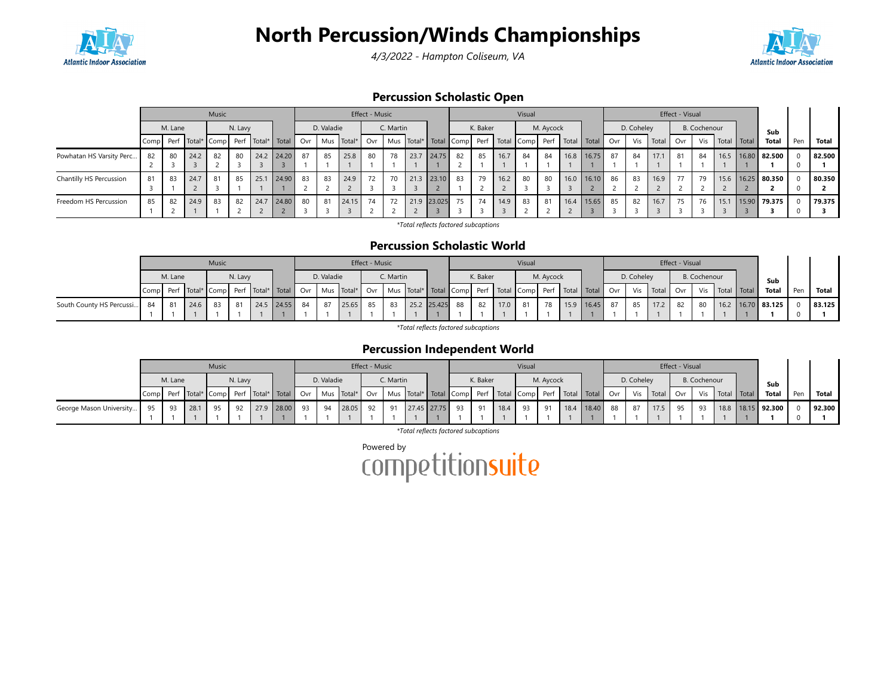# North Percussion/Winds Championships

*4/3/2022 - Hampton Coliseum, VA*

## Percussion Scholastic Open

| | Music | | | | | | | Effect - Music | | | | | | | Visual | | | | | | | Effect - Visual | | | | | | | Sub Total | Pen | Total |
|---|---|---|---|---|---|---|---|---|---|---|---|---|---|---|---|---|---|---|---|---|---|---|---|---|---|---|---|---|---|---|---|
| | M. Lane | | | N. Lavy | | | | D. Valadie | | | C. Martin | | | | K. Baker | | | M. Aycock | | | | D. Coheley | | | B. Cochenour | | | | | | |
| | Comp | Perf | Total* | Comp | Perf | Total* | Total | Ovr | Mus | Total* | Ovr | Mus | Total* | Total | Comp | Perf | Total | Comp | Perf | Total | Total | Ovr | Vis | Total | Ovr | Vis | Total | Total | | | |
| Powhatan HS Varsity Perc... | 82<br>2 | 80<br>3 | 24.2<br>3 | 82<br>2 | 80<br>3 | 24.2<br>3 | 24.20<br>3 | 87<br>1 | 85<br>1 | 25.8<br>1 | 80<br>1 | 78<br>1 | 23.7<br>1 | 24.75<br>1 | 82<br>2 | 85<br>1 | 16.7<br>1 | 84<br>1 | 84<br>1 | 16.8<br>1 | 16.75<br>1 | 87<br>1 | 84<br>1 | 17.1<br>1 | 81<br>1 | 84<br>1 | 16.5<br>1 | 16.80<br>1 | 82.500<br>1 | 0<br>0 | 82.500<br>1 |
| Chantilly HS Percussion | 81<br>3 | 83<br>1 | 24.7<br>2 | 81<br>3 | 85<br>1 | 25.1<br>1 | 24.90<br>1 | 83<br>2 | 83<br>2 | 24.9<br>2 | 72<br>3 | 70<br>3 | 21.3<br>3 | 23.10<br>2 | 83<br>1 | 79<br>2 | 16.2<br>2 | 80<br>3 | 80<br>3 | 16.0<br>3 | 16.10<br>2 | 86<br>2 | 83<br>2 | 16.9<br>2 | 77<br>2 | 79<br>2 | 15.6<br>2 | 16.25<br>2 | 80.350<br>2 | 0<br>0 | 80.350<br>2 |
| Freedom HS Percussion | 85<br>1 | 82<br>2 | 24.9<br>1 | 83<br>1 | 82<br>2 | 24.7<br>2 | 24.80<br>2 | 80<br>3 | 81<br>3 | 24.15<br>3 | 74<br>2 | 72<br>2 | 21.9<br>2 | 23.025<br>3 | 75<br>3 | 74<br>3 | 14.9<br>3 | 83<br>2 | 81<br>2 | 16.4<br>2 | 15.65<br>3 | 85<br>3 | 82<br>3 | 16.7<br>3 | 75<br>3 | 76<br>3 | 15.1<br>3 | 15.90<br>3 | 79.375<br>3 | 0<br>0 | 79.375<br>3 |

*Total reflects factored subcaptions*

## Percussion Scholastic World

| | Music | | | | | | | Effect - Music | | | | | | | Visual | | | | | | | Effect - Visual | | | | | | | Sub Total | Pen | Total |
|---|---|---|---|---|---|---|---|---|---|---|---|---|---|---|---|---|---|---|---|---|---|---|---|---|---|---|---|---|---|---|---|
| | M. Lane | | | N. Lavy | | | | D. Valadie | | | C. Martin | | | | K. Baker | | | M. Aycock | | | | D. Coheley | | | B. Cochenour | | | | | | |
| | Comp | Perf | Total* | Comp | Perf | Total* | Total | Ovr | Mus | Total* | Ovr | Mus | Total* | Total | Comp | Perf | Total | Comp | Perf | Total | Total | Ovr | Vis | Total | Ovr | Vis | Total | Total | | | |
| South County HS Percussi... | 84<br>1 | 81<br>1 | 24.6<br>1 | 83<br>1 | 81<br>1 | 24.5<br>1 | 24.55<br>1 | 84<br>1 | 87<br>1 | 25.65<br>1 | 85<br>1 | 83<br>1 | 25.2<br>1 | 25.425<br>1 | 88<br>1 | 82<br>1 | 17.0<br>1 | 81<br>1 | 78<br>1 | 15.9<br>1 | 16.45<br>1 | 87<br>1 | 85<br>1 | 17.2<br>1 | 82<br>1 | 80<br>1 | 16.2<br>1 | 16.70<br>1 | 83.125<br>1 | 0<br>0 | 83.125<br>1 |

*Total reflects factored subcaptions*

## Percussion Independent World

| | Music | | | | | | | Effect - Music | | | | | | | Visual | | | | | | | Effect - Visual | | | | | | | Sub Total | Pen | Total |
|---|---|---|---|---|---|---|---|---|---|---|---|---|---|---|---|---|---|---|---|---|---|---|---|---|---|---|---|---|---|---|---|
| | M. Lane | | | N. Lavy | | | | D. Valadie | | | C. Martin | | | | K. Baker | | | M. Aycock | | | | D. Coheley | | | B. Cochenour | | | | | | |
| | Comp | Perf | Total* | Comp | Perf | Total* | Total | Ovr | Mus | Total* | Ovr | Mus | Total* | Total | Comp | Perf | Total | Comp | Perf | Total | Total | Ovr | Vis | Total | Ovr | Vis | Total | Total | | | |
| George Mason University... | 95<br>1 | 93<br>1 | 28.1<br>1 | 95<br>1 | 92<br>1 | 27.9<br>1 | 28.00<br>1 | 93<br>1 | 94<br>1 | 28.05<br>1 | 92<br>1 | 91<br>1 | 27.45<br>1 | 27.75<br>1 | 93<br>1 | 91<br>1 | 18.4<br>1 | 93<br>1 | 91<br>1 | 18.4<br>1 | 18.40<br>1 | 88<br>1 | 87<br>1 | 17.5<br>1 | 95<br>1 | 93<br>1 | 18.8<br>1 | 18.15<br>1 | 92.300<br>1 | 0<br>0 | 92.300<br>1 |

*Total reflects factored subcaptions*

Powered by competitionsuite